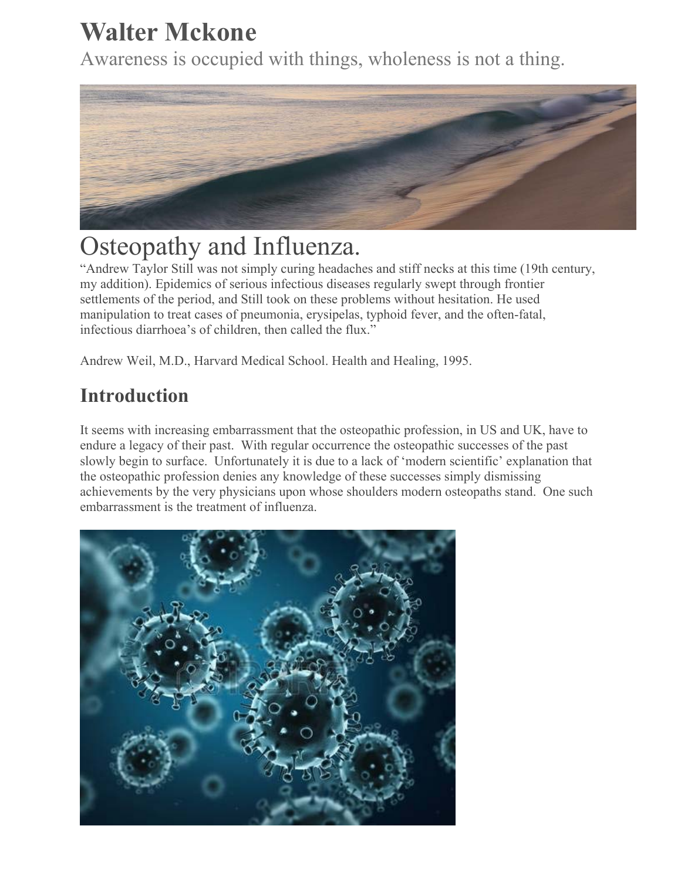# Walter Mckone

Awareness is occupied with things, wholeness is not a thing.

# Osteopathy and Influenza.

"Andrew Taylor Still was not simply curing headaches and stiff necks at this time (19th century, my addition). Epidemics of serious infectious diseases regularly swept through frontier settlements of the period, and Still took on these problems without hesitation. He used manipulation to treat cases of pneumonia, erysipelas, typhoid fever, and the often-fatal, infectious diarrhoea's of children, then called the flux."

Andrew Weil, M.D., Harvard Medical School. Health and Healing, 1995.

## Introduction

It seems with increasing embarrassment that the osteopathic profession, in US and UK, have to endure a legacy of their past. With regular occurrence the osteopathic successes of the past slowly begin to surface. Unfortunately it is due to a lack of 'modern scientific' explanation that the osteopathic profession denies any knowledge of these successes simply dismissing achievements by the very physicians upon whose shoulders modern osteopaths stand. One such embarrassment is the treatment of influenza.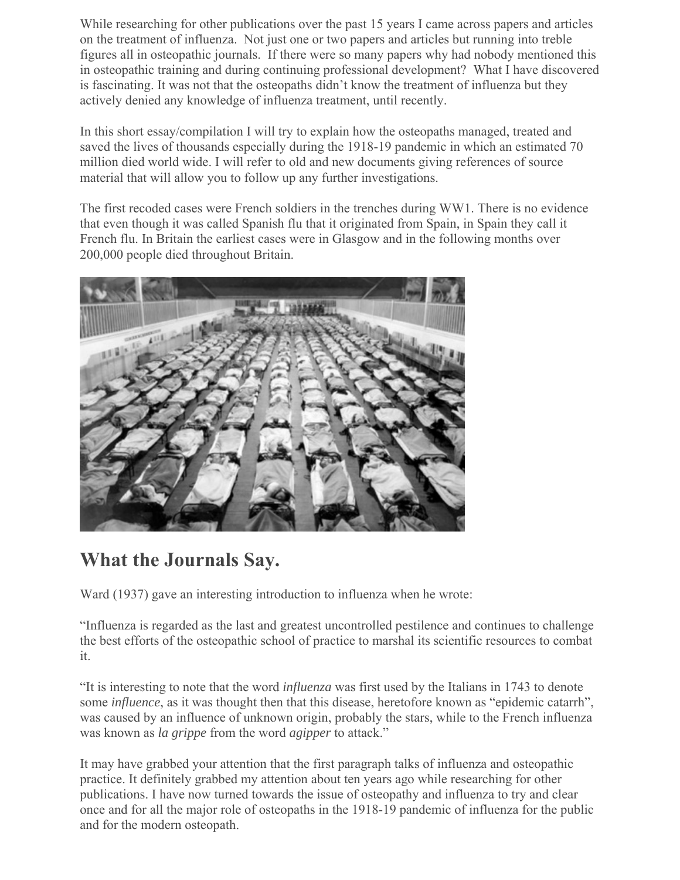While researching for other publications over the past 15 years I came across papers and articles on the treatment of influenza. Not just one or two papers and articles but running into treble figures all in osteopathic journals. If there were so many papers why had nobody mentioned this in osteopathic training and during continuing professional development? What I have discovered is fascinating. It was not that the osteopaths didn't know the treatment of influenza but they actively denied any knowledge of influenza treatment, until recently.

In this short essay/compilation I will try to explain how the osteopaths managed, treated and saved the lives of thousands especially during the 1918-19 pandemic in which an estimated 70 million died world wide. I will refer to old and new documents giving references of source material that will allow you to follow up any further investigations.

The first recoded cases were French soldiers in the trenches during WW1. There is no evidence that even though it was called Spanish flu that it originated from Spain, in Spain they call it French flu. In Britain the earliest cases were in Glasgow and in the following months over 200,000 people died throughout Britain.

## What the Journals Say.

Ward (1937) gave an interesting introduction to influenza when he wrote:

"Influenza is regarded as the last and greatest uncontrolled pestilence and continues to challenge the best efforts of the osteopathic school of practice to marshal its scientific resources to combat it.

"It is interesting to note that the word *influenza* was first used by the Italians in 1743 to denote some *influence*, as it was thought then that this disease, heretofore known as "epidemic catarrh", was caused by an influence of unknown origin, probably the stars, while to the French influenza was known as *la grippe* from the word *agipper* to attack."

It may have grabbed your attention that the first paragraph talks of influenza and osteopathic practice. It definitely grabbed my attention about ten years ago while researching for other publications. I have now turned towards the issue of osteopathy and influenza to try and clear once and for all the major role of osteopaths in the 1918-19 pandemic of influenza for the public and for the modern osteopath.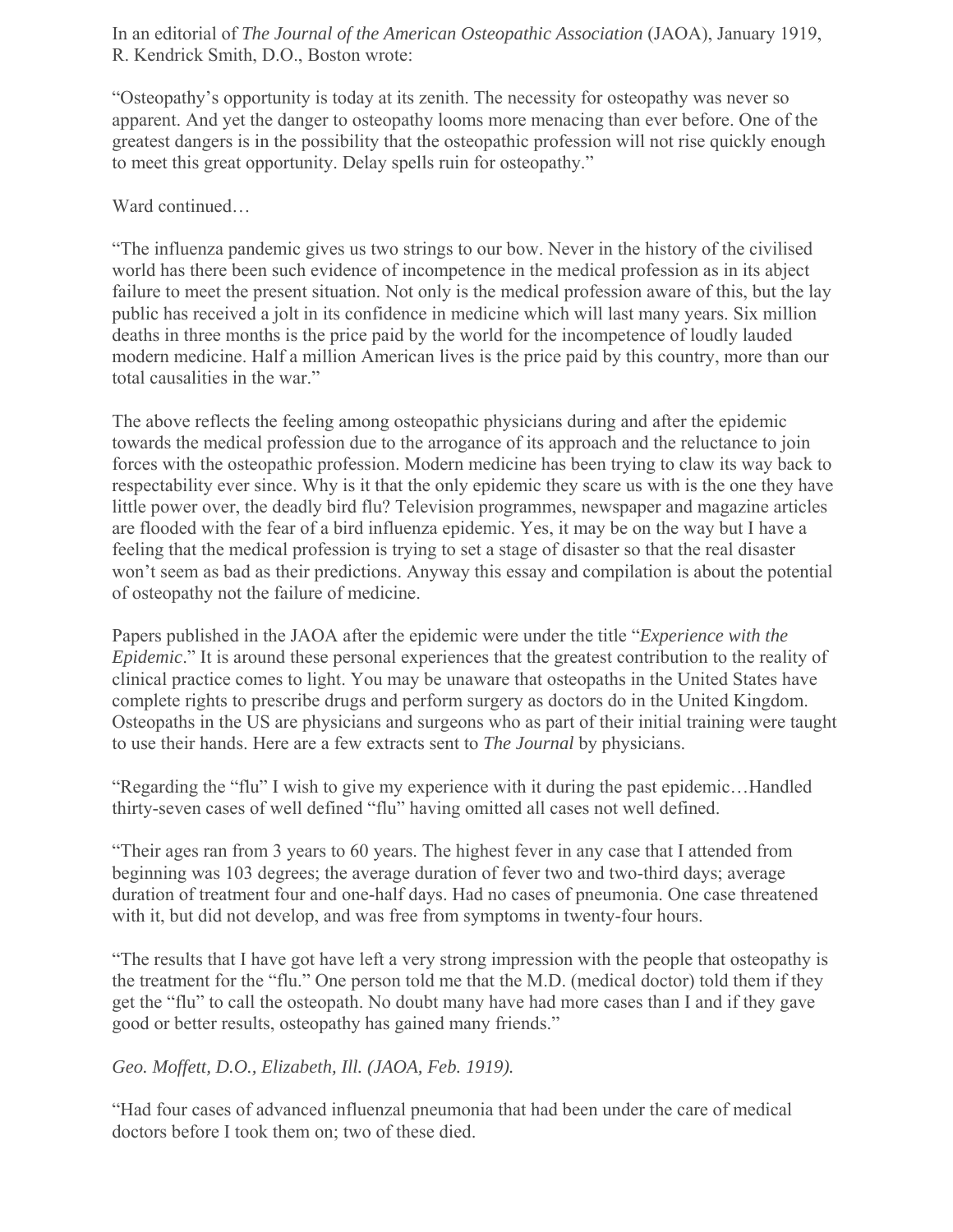In an editorial of *The Journal of the American Osteopathic Association* (JAOA), January 1919, R. Kendrick Smith, D.O., Boston wrote:

"Osteopathy's opportunity is today at its zenith. The necessity for osteopathy was never so apparent. And yet the danger to osteopathy looms more menacing than ever before. One of the greatest dangers is in the possibility that the osteopathic profession will not rise quickly enough to meet this great opportunity. Delay spells ruin for osteopathy."

Ward continued…

"The influenza pandemic gives us two strings to our bow. Never in the history of the civilised world has there been such evidence of incompetence in the medical profession as in its abject failure to meet the present situation. Not only is the medical profession aware of this, but the lay public has received a jolt in its confidence in medicine which will last many years. Six million deaths in three months is the price paid by the world for the incompetence of loudly lauded modern medicine. Half a million American lives is the price paid by this country, more than our total causalities in the war."

The above reflects the feeling among osteopathic physicians during and after the epidemic towards the medical profession due to the arrogance of its approach and the reluctance to join forces with the osteopathic profession. Modern medicine has been trying to claw its way back to respectability ever since. Why is it that the only epidemic they scare us with is the one they have little power over, the deadly bird flu? Television programmes, newspaper and magazine articles are flooded with the fear of a bird influenza epidemic. Yes, it may be on the way but I have a feeling that the medical profession is trying to set a stage of disaster so that the real disaster won't seem as bad as their predictions. Anyway this essay and compilation is about the potential of osteopathy not the failure of medicine.

Papers published in the JAOA after the epidemic were under the title "*Experience with the Epidemic*." It is around these personal experiences that the greatest contribution to the reality of clinical practice comes to light. You may be unaware that osteopaths in the United States have complete rights to prescribe drugs and perform surgery as doctors do in the United Kingdom. Osteopaths in the US are physicians and surgeons who as part of their initial training were taught to use their hands. Here are a few extracts sent to *The Journal* by physicians.

"Regarding the "flu" I wish to give my experience with it during the past epidemic…Handled thirty-seven cases of well defined "flu" having omitted all cases not well defined.

"Their ages ran from 3 years to 60 years. The highest fever in any case that I attended from beginning was 103 degrees; the average duration of fever two and two-third days; average duration of treatment four and one-half days. Had no cases of pneumonia. One case threatened with it, but did not develop, and was free from symptoms in twenty-four hours.

"The results that I have got have left a very strong impression with the people that osteopathy is the treatment for the "flu." One person told me that the M.D. (medical doctor) told them if they get the "flu" to call the osteopath. No doubt many have had more cases than I and if they gave good or better results, osteopathy has gained many friends."

*Geo. Moffett, D.O., Elizabeth, Ill. (JAOA, Feb. 1919).*

"Had four cases of advanced influenzal pneumonia that had been under the care of medical doctors before I took them on; two of these died.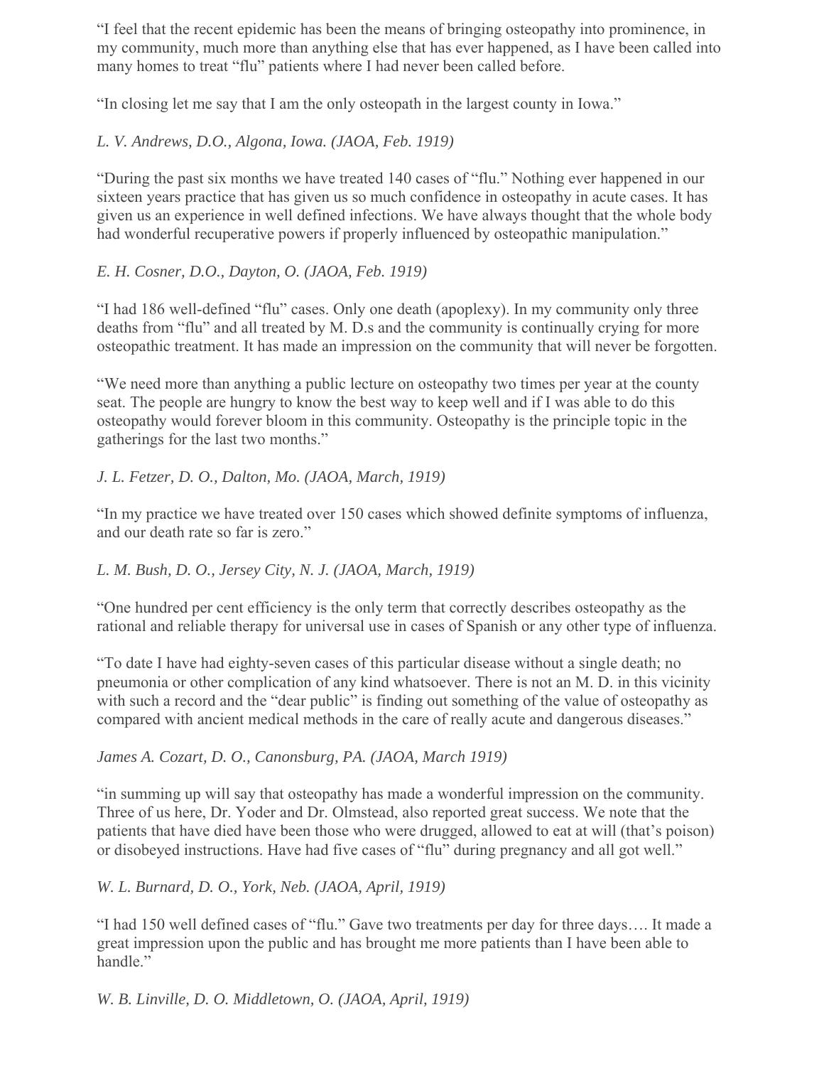"I feel that the recent epidemic has been the means of bringing osteopathy into prominence, in my community, much more than anything else that has ever happened, as I have been called into many homes to treat "flu" patients where I had never been called before.

"In closing let me say that I am the only osteopath in the largest county in Iowa."

*L. V. Andrews, D.O., Algona, Iowa. (JAOA, Feb. 1919)*

"During the past six months we have treated 140 cases of "flu." Nothing ever happened in our sixteen years practice that has given us so much confidence in osteopathy in acute cases. It has given us an experience in well defined infections. We have always thought that the whole body had wonderful recuperative powers if properly influenced by osteopathic manipulation."

*E. H. Cosner, D.O., Dayton, O. (JAOA, Feb. 1919)*

"I had 186 well-defined "flu" cases. Only one death (apoplexy). In my community only three deaths from "flu" and all treated by M. D.s and the community is continually crying for more osteopathic treatment. It has made an impression on the community that will never be forgotten.

"We need more than anything a public lecture on osteopathy two times per year at the county seat. The people are hungry to know the best way to keep well and if I was able to do this osteopathy would forever bloom in this community. Osteopathy is the principle topic in the gatherings for the last two months."

*J. L. Fetzer, D. O., Dalton, Mo. (JAOA, March, 1919)*

"In my practice we have treated over 150 cases which showed definite symptoms of influenza, and our death rate so far is zero."

*L. M. Bush, D. O., Jersey City, N. J. (JAOA, March, 1919)*

"One hundred per cent efficiency is the only term that correctly describes osteopathy as the rational and reliable therapy for universal use in cases of Spanish or any other type of influenza.

"To date I have had eighty-seven cases of this particular disease without a single death; no pneumonia or other complication of any kind whatsoever. There is not an M. D. in this vicinity with such a record and the "dear public" is finding out something of the value of osteopathy as compared with ancient medical methods in the care of really acute and dangerous diseases."

*James A. Cozart, D. O., Canonsburg, PA. (JAOA, March 1919)*

"in summing up will say that osteopathy has made a wonderful impression on the community. Three of us here, Dr. Yoder and Dr. Olmstead, also reported great success. We note that the patients that have died have been those who were drugged, allowed to eat at will (that's poison) or disobeyed instructions. Have had five cases of "flu" during pregnancy and all got well."

*W. L. Burnard, D. O., York, Neb. (JAOA, April, 1919)*

"I had 150 well defined cases of "flu." Gave two treatments per day for three days…. It made a great impression upon the public and has brought me more patients than I have been able to handle."

*W. B. Linville, D. O. Middletown, O. (JAOA, April, 1919)*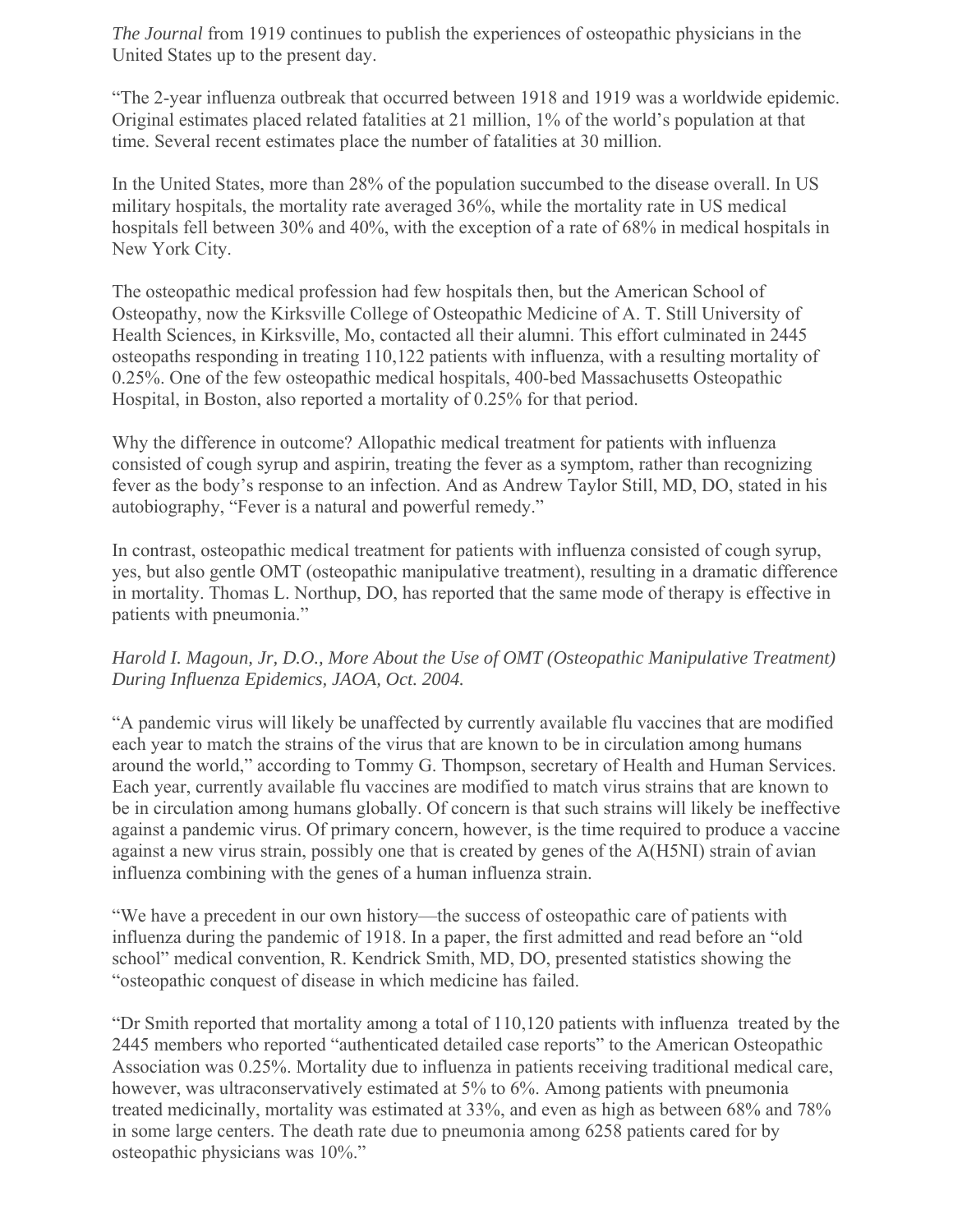*The Journal* from 1919 continues to publish the experiences of osteopathic physicians in the United States up to the present day.

"The 2-year influenza outbreak that occurred between 1918 and 1919 was a worldwide epidemic. Original estimates placed related fatalities at 21 million, 1% of the world's population at that time. Several recent estimates place the number of fatalities at 30 million.

In the United States, more than 28% of the population succumbed to the disease overall. In US military hospitals, the mortality rate averaged 36%, while the mortality rate in US medical hospitals fell between 30% and 40%, with the exception of a rate of 68% in medical hospitals in New York City.

The osteopathic medical profession had few hospitals then, but the American School of Osteopathy, now the Kirksville College of Osteopathic Medicine of A. T. Still University of Health Sciences, in Kirksville, Mo, contacted all their alumni. This effort culminated in 2445 osteopaths responding in treating 110,122 patients with influenza, with a resulting mortality of 0.25%. One of the few osteopathic medical hospitals, 400-bed Massachusetts Osteopathic Hospital, in Boston, also reported a mortality of 0.25% for that period.

Why the difference in outcome? Allopathic medical treatment for patients with influenza consisted of cough syrup and aspirin, treating the fever as a symptom, rather than recognizing fever as the body's response to an infection. And as Andrew Taylor Still, MD, DO, stated in his autobiography, "Fever is a natural and powerful remedy."

In contrast, osteopathic medical treatment for patients with influenza consisted of cough syrup, yes, but also gentle OMT (osteopathic manipulative treatment), resulting in a dramatic difference in mortality. Thomas L. Northup, DO, has reported that the same mode of therapy is effective in patients with pneumonia."

*Harold I. Magoun, Jr, D.O., More About the Use of OMT (Osteopathic Manipulative Treatment) During Influenza Epidemics, JAOA, Oct. 2004.*

"A pandemic virus will likely be unaffected by currently available flu vaccines that are modified each year to match the strains of the virus that are known to be in circulation among humans around the world," according to Tommy G. Thompson, secretary of Health and Human Services. Each year, currently available flu vaccines are modified to match virus strains that are known to be in circulation among humans globally. Of concern is that such strains will likely be ineffective against a pandemic virus. Of primary concern, however, is the time required to produce a vaccine against a new virus strain, possibly one that is created by genes of the A(H5NI) strain of avian influenza combining with the genes of a human influenza strain.

"We have a precedent in our own history—the success of osteopathic care of patients with influenza during the pandemic of 1918. In a paper, the first admitted and read before an "old school" medical convention, R. Kendrick Smith, MD, DO, presented statistics showing the "osteopathic conquest of disease in which medicine has failed.

"Dr Smith reported that mortality among a total of 110,120 patients with influenza treated by the 2445 members who reported "authenticated detailed case reports" to the American Osteopathic Association was 0.25%. Mortality due to influenza in patients receiving traditional medical care, however, was ultraconservatively estimated at 5% to 6%. Among patients with pneumonia treated medicinally, mortality was estimated at 33%, and even as high as between 68% and 78% in some large centers. The death rate due to pneumonia among 6258 patients cared for by osteopathic physicians was 10%."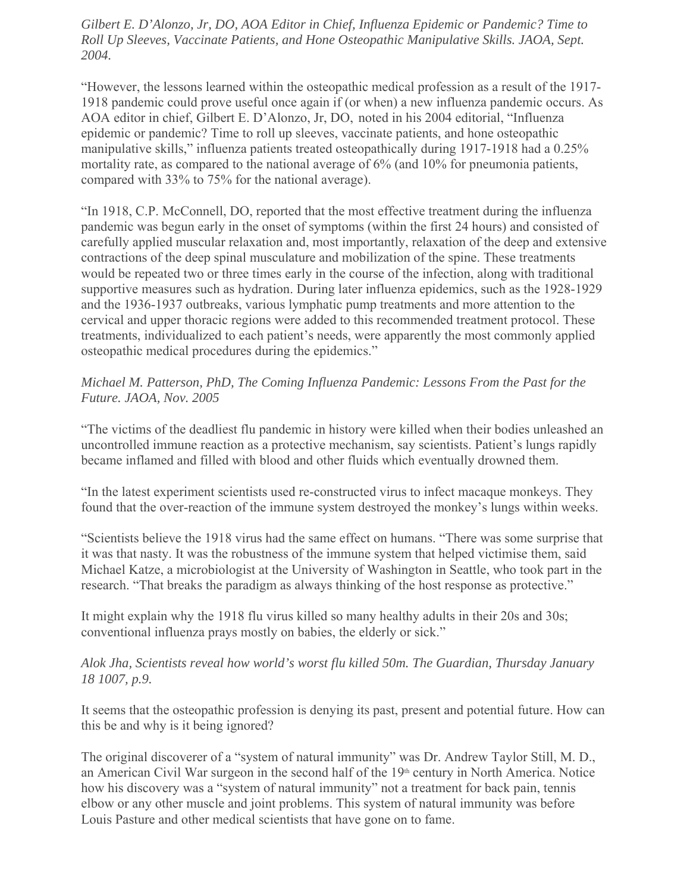*Gilbert E. D'Alonzo, Jr, DO, AOA Editor in Chief, Influenza Epidemic or Pandemic? Time to Roll Up Sleeves, Vaccinate Patients, and Hone Osteopathic Manipulative Skills. JAOA, Sept. 2004.*

"However, the lessons learned within the osteopathic medical profession as a result of the 1917-1918 pandemic could prove useful once again if (or when) a new influenza pandemic occurs. As AOA editor in chief, Gilbert E. D'Alonzo, Jr, DO, noted in his 2004 editorial, "Influenza epidemic or pandemic? Time to roll up sleeves, vaccinate patients, and hone osteopathic manipulative skills," influenza patients treated osteopathically during 1917-1918 had a 0.25% mortality rate, as compared to the national average of 6% (and 10% for pneumonia patients, compared with 33% to 75% for the national average).

"In 1918, C.P. McConnell, DO, reported that the most effective treatment during the influenza pandemic was begun early in the onset of symptoms (within the first 24 hours) and consisted of carefully applied muscular relaxation and, most importantly, relaxation of the deep and extensive contractions of the deep spinal musculature and mobilization of the spine. These treatments would be repeated two or three times early in the course of the infection, along with traditional supportive measures such as hydration. During later influenza epidemics, such as the 1928-1929 and the 1936-1937 outbreaks, various lymphatic pump treatments and more attention to the cervical and upper thoracic regions were added to this recommended treatment protocol. These treatments, individualized to each patient's needs, were apparently the most commonly applied osteopathic medical procedures during the epidemics."

*Michael M. Patterson, PhD, The Coming Influenza Pandemic: Lessons From the Past for the Future. JAOA, Nov. 2005*

"The victims of the deadliest flu pandemic in history were killed when their bodies unleashed an uncontrolled immune reaction as a protective mechanism, say scientists. Patient's lungs rapidly became inflamed and filled with blood and other fluids which eventually drowned them.

"In the latest experiment scientists used re-constructed virus to infect macaque monkeys. They found that the over-reaction of the immune system destroyed the monkey's lungs within weeks.

"Scientists believe the 1918 virus had the same effect on humans. "There was some surprise that it was that nasty. It was the robustness of the immune system that helped victimise them, said Michael Katze, a microbiologist at the University of Washington in Seattle, who took part in the research. "That breaks the paradigm as always thinking of the host response as protective."

It might explain why the 1918 flu virus killed so many healthy adults in their 20s and 30s; conventional influenza prays mostly on babies, the elderly or sick."

*Alok Jha, Scientists reveal how world's worst flu killed 50m. The Guardian, Thursday January 18 1007, p.9.*

It seems that the osteopathic profession is denying its past, present and potential future. How can this be and why is it being ignored?

The original discoverer of a "system of natural immunity" was Dr. Andrew Taylor Still, M. D., an American Civil War surgeon in the second half of the 19th century in North America. Notice how his discovery was a "system of natural immunity" not a treatment for back pain, tennis elbow or any other muscle and joint problems. This system of natural immunity was before Louis Pasture and other medical scientists that have gone on to fame.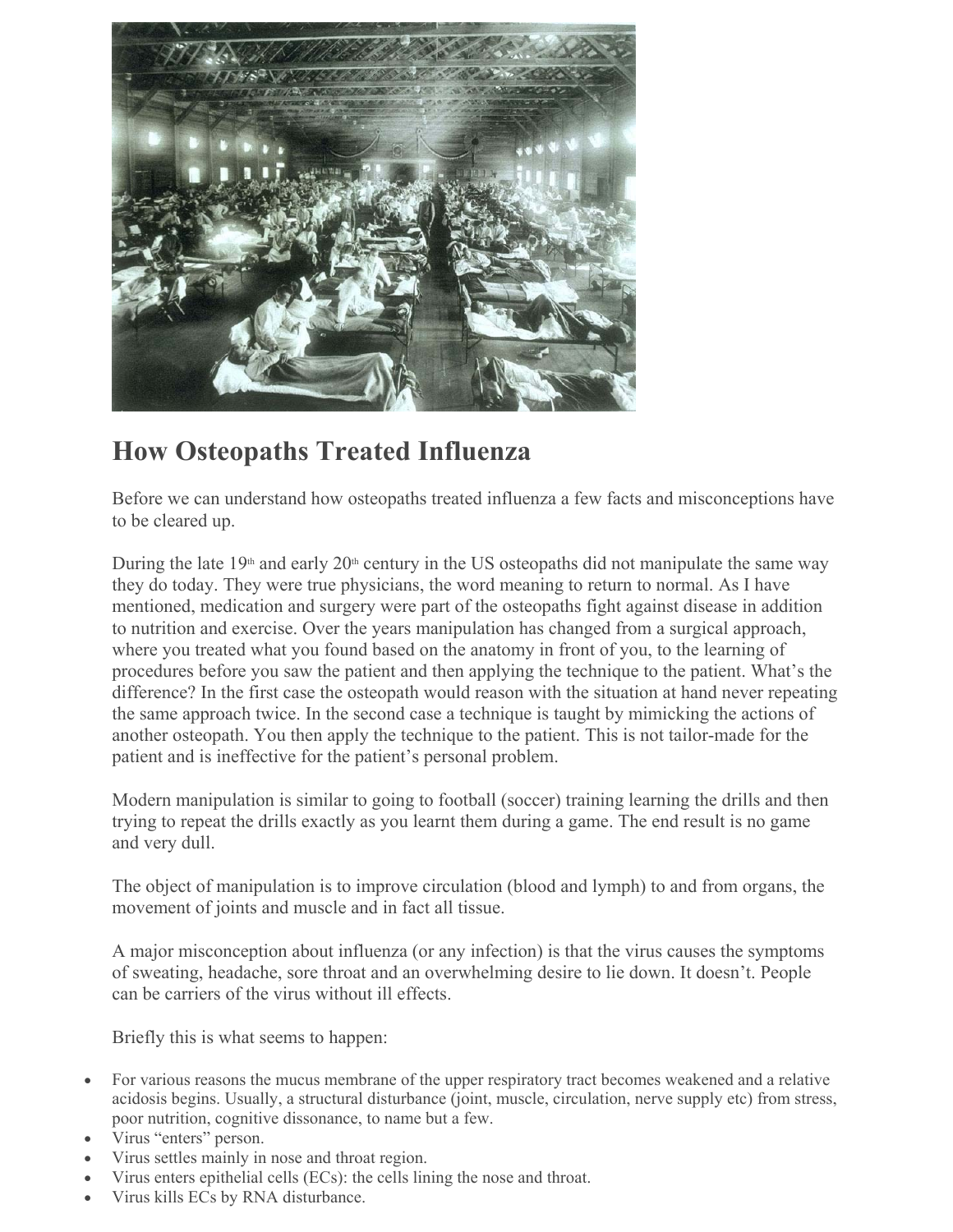## How Osteopaths Treated Influenza

Before we can understand how osteopaths treated influenza a few facts and misconceptions have to be cleared up.

During the late 19th and early 20th century in the US osteopaths did not manipulate the same way they do today. They were true physicians, the word meaning to return to normal. As I have mentioned, medication and surgery were part of the osteopaths fight against disease in addition to nutrition and exercise. Over the years manipulation has changed from a surgical approach, where you treated what you found based on the anatomy in front of you, to the learning of procedures before you saw the patient and then applying the technique to the patient. What's the difference? In the first case the osteopath would reason with the situation at hand never repeating the same approach twice. In the second case a technique is taught by mimicking the actions of another osteopath. You then apply the technique to the patient. This is not tailor-made for the patient and is ineffective for the patient's personal problem.

Modern manipulation is similar to going to football (soccer) training learning the drills and then trying to repeat the drills exactly as you learnt them during a game. The end result is no game and very dull.

The object of manipulation is to improve circulation (blood and lymph) to and from organs, the movement of joints and muscle and in fact all tissue.

A major misconception about influenza (or any infection) is that the virus causes the symptoms of sweating, headache, sore throat and an overwhelming desire to lie down. It doesn't. People can be carriers of the virus without ill effects.

Briefly this is what seems to happen:

- For various reasons the mucus membrane of the upper respiratory tract becomes weakened and a relative acidosis begins. Usually, a structural disturbance (joint, muscle, circulation, nerve supply etc) from stress, poor nutrition, cognitive dissonance, to name but a few.
- Virus "enters" person.
- Virus settles mainly in nose and throat region.
- Virus enters epithelial cells (ECs): the cells lining the nose and throat.
- Virus kills ECs by RNA disturbance.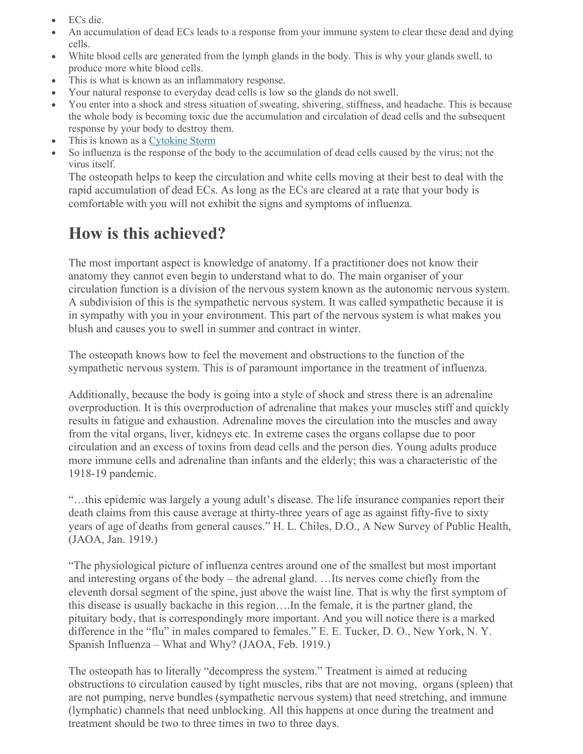- ECs die.
- An accumulation of dead ECs leads to a response from your immune system to clear these dead and dying cells.
- White blood cells are generated from the lymph glands in the body. This is why your glands swell, to produce more white blood cells.
- This is what is known as an inflammatory response.
- Your natural response to everyday dead cells is low so the glands do not swell.
- You enter into a shock and stress situation of sweating, shivering, stiffness, and headache. This is because the whole body is becoming toxic due the accumulation and circulation of dead cells and the subsequent response by your body to destroy them.
- This is known as a [Cytokine Storm]
- So influenza is the response of the body to the accumulation of dead cells caused by the virus; not the virus itself.

  The osteopath helps to keep the circulation and white cells moving at their best to deal with the rapid accumulation of dead ECs. As long as the ECs are cleared at a rate that your body is comfortable with you will not exhibit the signs and symptoms of influenza.

## How is this achieved?

The most important aspect is knowledge of anatomy. If a practitioner does not know their anatomy they cannot even begin to understand what to do. The main organiser of your circulation function is a division of the nervous system known as the autonomic nervous system. A subdivision of this is the sympathetic nervous system. It was called sympathetic because it is in sympathy with you in your environment. This part of the nervous system is what makes you blush and causes you to swell in summer and contract in winter.

The osteopath knows how to feel the movement and obstructions to the function of the sympathetic nervous system. This is of paramount importance in the treatment of influenza.

Additionally, because the body is going into a style of shock and stress there is an adrenaline overproduction. It is this overproduction of adrenaline that makes your muscles stiff and quickly results in fatigue and exhaustion. Adrenaline moves the circulation into the muscles and away from the vital organs, liver, kidneys etc. In extreme cases the organs collapse due to poor circulation and an excess of toxins from dead cells and the person dies. Young adults produce more immune cells and adrenaline than infants and the elderly; this was a characteristic of the 1918-19 pandemic.

"…this epidemic was largely a young adult's disease. The life insurance companies report their death claims from this cause average at thirty-three years of age as against fifty-five to sixty years of age of deaths from general causes." H. L. Chiles, D.O., A New Survey of Public Health, (JAOA, Jan. 1919.)

"The physiological picture of influenza centres around one of the smallest but most important and interesting organs of the body – the adrenal gland. …Its nerves come chiefly from the eleventh dorsal segment of the spine, just above the waist line. That is why the first symptom of this disease is usually backache in this region….In the female, it is the partner gland, the pituitary body, that is correspondingly more important. And you will notice there is a marked difference in the "flu" in males compared to females." E. E. Tucker, D. O., New York, N. Y. Spanish Influenza – What and Why? (JAOA, Feb. 1919.)

The osteopath has to literally "decompress the system." Treatment is aimed at reducing obstructions to circulation caused by tight muscles, ribs that are not moving, organs (spleen) that are not pumping, nerve bundles (sympathetic nervous system) that need stretching, and immune (lymphatic) channels that need unblocking. All this happens at once during the treatment and treatment should be two to three times in two to three days.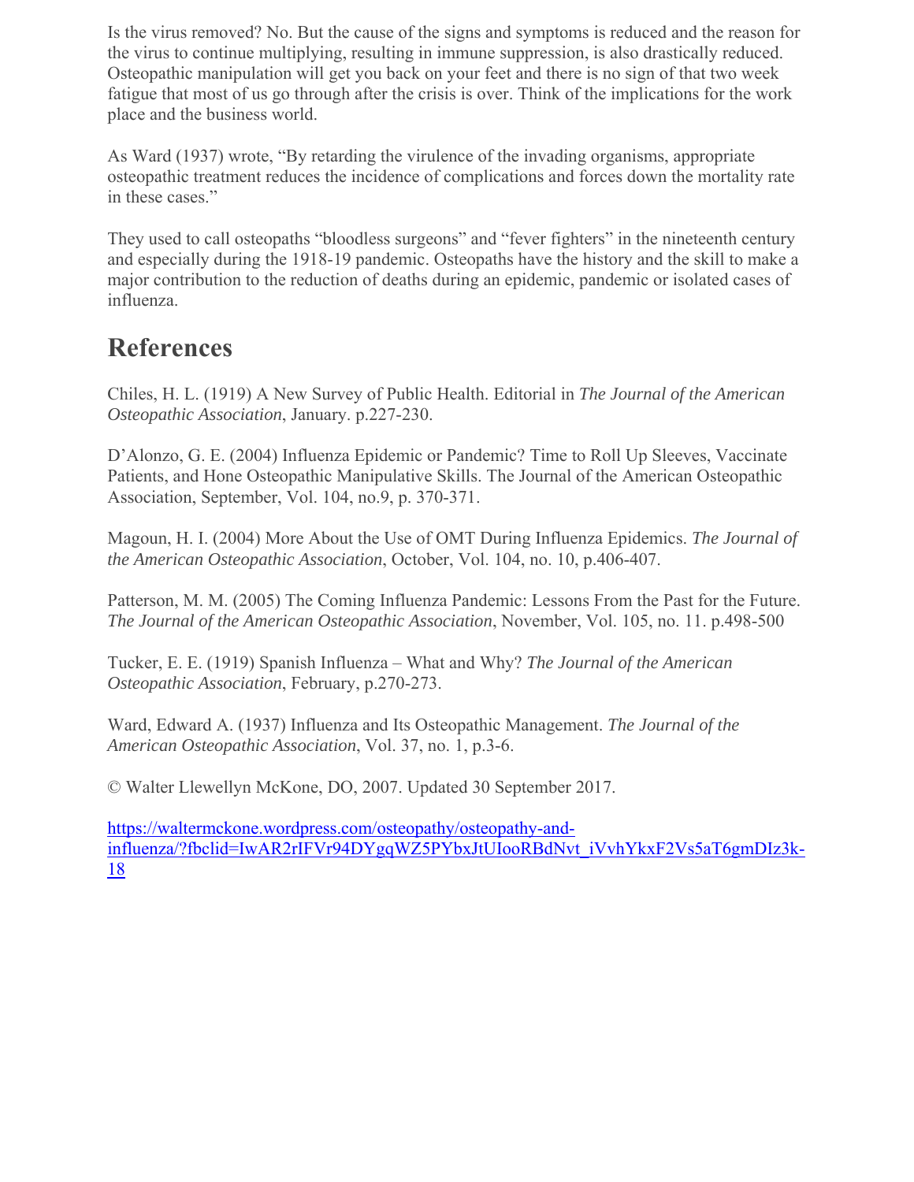Is the virus removed? No. But the cause of the signs and symptoms is reduced and the reason for the virus to continue multiplying, resulting in immune suppression, is also drastically reduced. Osteopathic manipulation will get you back on your feet and there is no sign of that two week fatigue that most of us go through after the crisis is over. Think of the implications for the work place and the business world.

As Ward (1937) wrote, "By retarding the virulence of the invading organisms, appropriate osteopathic treatment reduces the incidence of complications and forces down the mortality rate in these cases."

They used to call osteopaths "bloodless surgeons" and "fever fighters" in the nineteenth century and especially during the 1918-19 pandemic. Osteopaths have the history and the skill to make a major contribution to the reduction of deaths during an epidemic, pandemic or isolated cases of influenza.

## References

Chiles, H. L. (1919) A New Survey of Public Health. Editorial in *The Journal of the American Osteopathic Association*, January. p.227-230.

D'Alonzo, G. E. (2004) Influenza Epidemic or Pandemic? Time to Roll Up Sleeves, Vaccinate Patients, and Hone Osteopathic Manipulative Skills. The Journal of the American Osteopathic Association, September, Vol. 104, no.9, p. 370-371.

Magoun, H. I. (2004) More About the Use of OMT During Influenza Epidemics. *The Journal of the American Osteopathic Association*, October, Vol. 104, no. 10, p.406-407.

Patterson, M. M. (2005) The Coming Influenza Pandemic: Lessons From the Past for the Future. *The Journal of the American Osteopathic Association*, November, Vol. 105, no. 11. p.498-500

Tucker, E. E. (1919) Spanish Influenza – What and Why? *The Journal of the American Osteopathic Association*, February, p.270-273.

Ward, Edward A. (1937) Influenza and Its Osteopathic Management. *The Journal of the American Osteopathic Association*, Vol. 37, no. 1, p.3-6.

© Walter Llewellyn McKone, DO, 2007. Updated 30 September 2017.

https://waltermckone.wordpress.com/osteopathy/osteopathy-and-influenza/?fbclid=IwAR2rIFVr94DYgqWZ5PYbxJtUIooRBdNvt_iVvhYkxF2Vs5aT6gmDIz3k-18